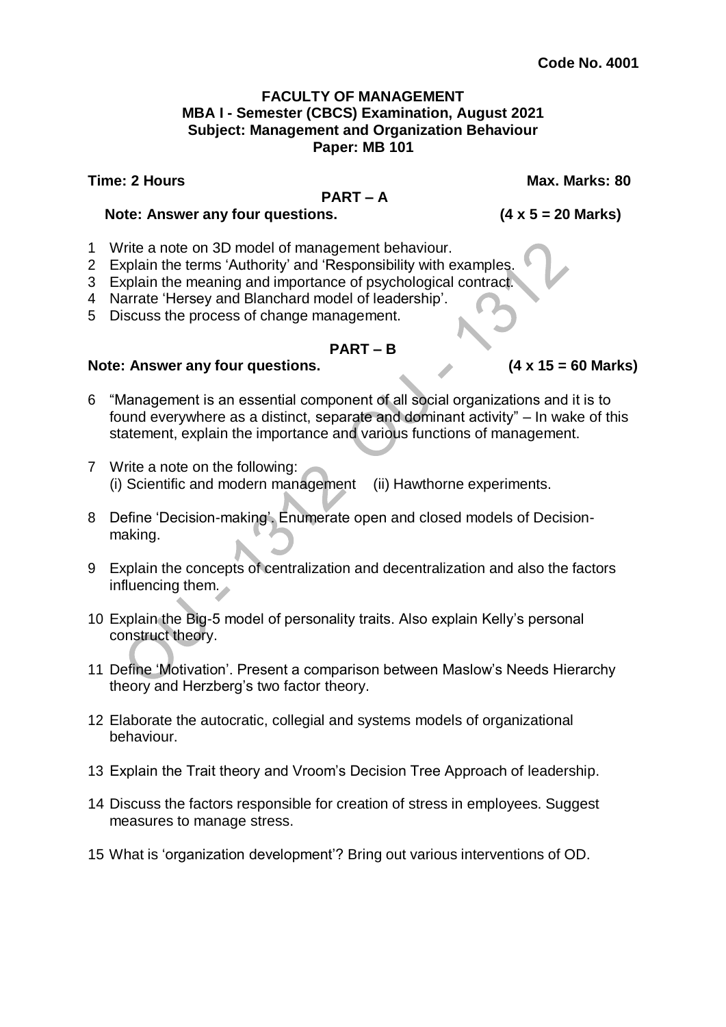**Code No. 4001**

**FACULTY OF MANAGEMENT**
**MBA I - Semester (CBCS) Examination, August 2021**
**Subject: Management and Organization Behaviour**
**Paper: MB 101**

**Time: 2 Hours** **Max. Marks: 80**

## PART – A

**Note: Answer any four questions.** **(4 x 5 = 20 Marks)**

1 Write a note on 3D model of management behaviour.

2 Explain the terms 'Authority' and 'Responsibility with examples.

3 Explain the meaning and importance of psychological contract.

4 Narrate 'Hersey and Blanchard model of leadership'.

5 Discuss the process of change management.

## PART – B

**Note: Answer any four questions.** **(4 x 15 = 60 Marks)**

6 "Management is an essential component of all social organizations and it is to found everywhere as a distinct, separate and dominant activity" – In wake of this statement, explain the importance and various functions of management.

7 Write a note on the following:
(i) Scientific and modern management (ii) Hawthorne experiments.

8 Define 'Decision-making'. Enumerate open and closed models of Decision-making.

9 Explain the concepts of centralization and decentralization and also the factors influencing them.

10 Explain the Big-5 model of personality traits. Also explain Kelly's personal construct theory.

11 Define 'Motivation'. Present a comparison between Maslow's Needs Hierarchy theory and Herzberg's two factor theory.

12 Elaborate the autocratic, collegial and systems models of organizational behaviour.

13 Explain the Trait theory and Vroom's Decision Tree Approach of leadership.

14 Discuss the factors responsible for creation of stress in employees. Suggest measures to manage stress.

15 What is 'organization development'? Bring out various interventions of OD.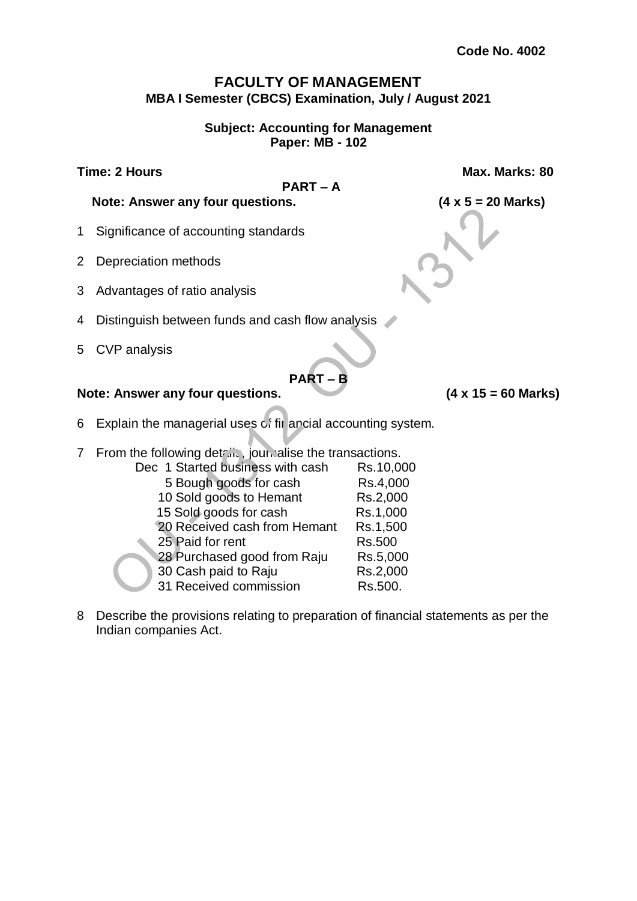**Code No. 4002**

# FACULTY OF MANAGEMENT

**MBA I Semester (CBCS) Examination, July / August 2021**

**Subject: Accounting for Management**
**Paper: MB - 102**

**Time: 2 Hours** **Max. Marks: 80**

## PART – A

**Note: Answer any four questions.** **(4 x 5 = 20 Marks)**

1 Significance of accounting standards

2 Depreciation methods

3 Advantages of ratio analysis

4 Distinguish between funds and cash flow analysis

5 CVP analysis

## PART – B

**Note: Answer any four questions.** **(4 x 15 = 60 Marks)**

6 Explain the managerial uses of financial accounting system.

7 From the following details, journalise the transactions.

| Date | Particulars | Amount |
|---|---|---|
| Dec 1 | Started business with cash | Rs.10,000 |
| 5 | Bough goods for cash | Rs.4,000 |
| 10 | Sold goods to Hemant | Rs.2,000 |
| 15 | Sold goods for cash | Rs.1,000 |
| 20 | Received cash from Hemant | Rs.1,500 |
| 25 | Paid for rent | Rs.500 |
| 28 | Purchased good from Raju | Rs.5,000 |
| 30 | Cash paid to Raju | Rs.2,000 |
| 31 | Received commission | Rs.500. |

8 Describe the provisions relating to preparation of financial statements as per the Indian companies Act.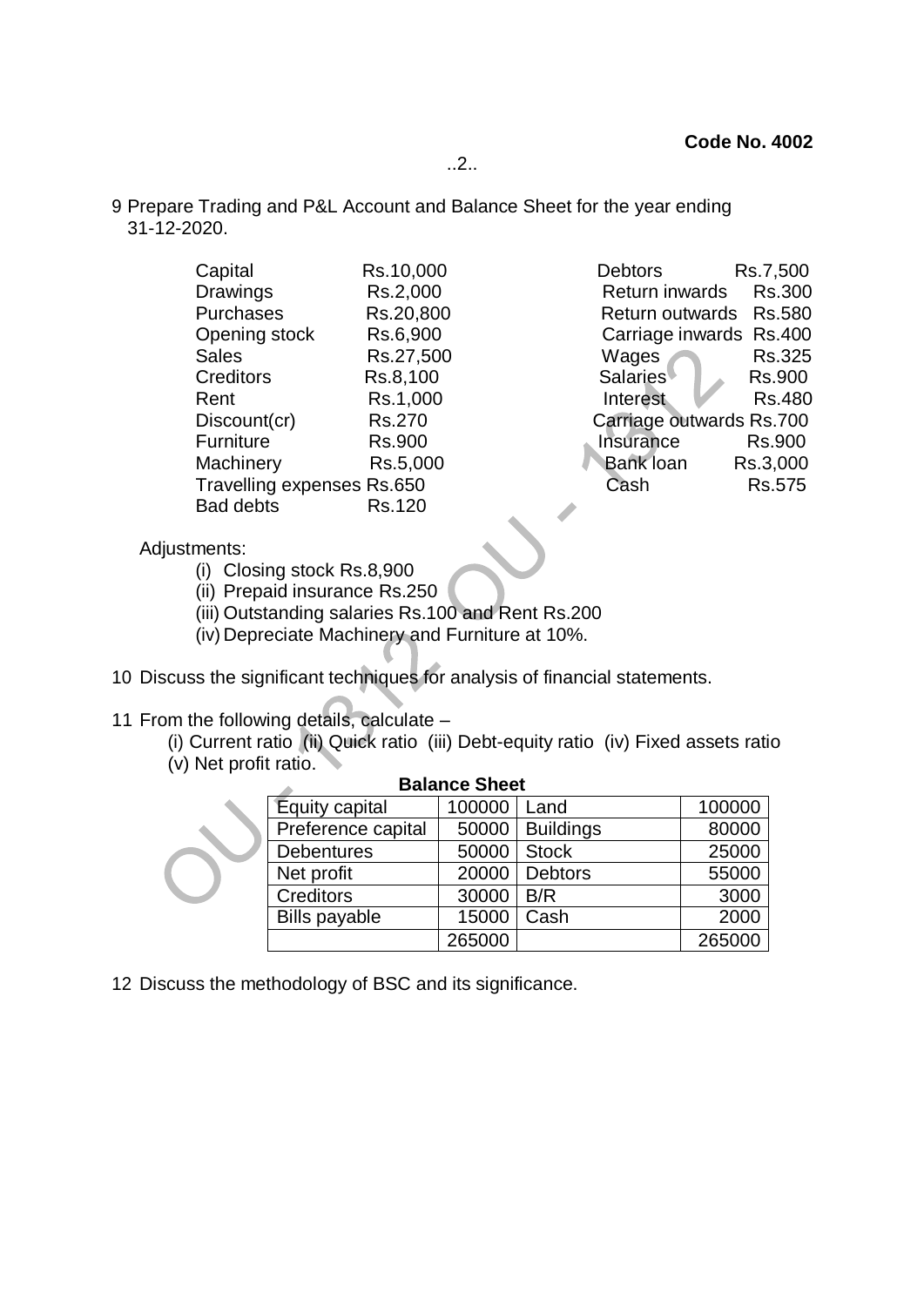**Code No. 4002**

9 Prepare Trading and P&L Account and Balance Sheet for the year ending 31-12-2020.

| | | | |
|---|---|---|---|
| Capital | Rs.10,000 | Debtors | Rs.7,500 |
| Drawings | Rs.2,000 | Return inwards | Rs.300 |
| Purchases | Rs.20,800 | Return outwards | Rs.580 |
| Opening stock | Rs.6,900 | Carriage inwards | Rs.400 |
| Sales | Rs.27,500 | Wages | Rs.325 |
| Creditors | Rs.8,100 | Salaries | Rs.900 |
| Rent | Rs.1,000 | Interest | Rs.480 |
| Discount(cr) | Rs.270 | Carriage outwards | Rs.700 |
| Furniture | Rs.900 | Insurance | Rs.900 |
| Machinery | Rs.5,000 | Bank loan | Rs.3,000 |
| Travelling expenses | Rs.650 | Cash | Rs.575 |
| Bad debts | Rs.120 | | |

Adjustments:

(i) Closing stock Rs.8,900

(ii) Prepaid insurance Rs.250

(iii) Outstanding salaries Rs.100 and Rent Rs.200

(iv) Depreciate Machinery and Furniture at 10%.

10 Discuss the significant techniques for analysis of financial statements.

11 From the following details, calculate –

(i) Current ratio (ii) Quick ratio (iii) Debt-equity ratio (iv) Fixed assets ratio (v) Net profit ratio.

**Balance Sheet**

| | | | |
|---|---|---|---|
| Equity capital | 100000 | Land | 100000 |
| Preference capital | 50000 | Buildings | 80000 |
| Debentures | 50000 | Stock | 25000 |
| Net profit | 20000 | Debtors | 55000 |
| Creditors | 30000 | B/R | 3000 |
| Bills payable | 15000 | Cash | 2000 |
| | 265000 | | 265000 |

12 Discuss the methodology of BSC and its significance.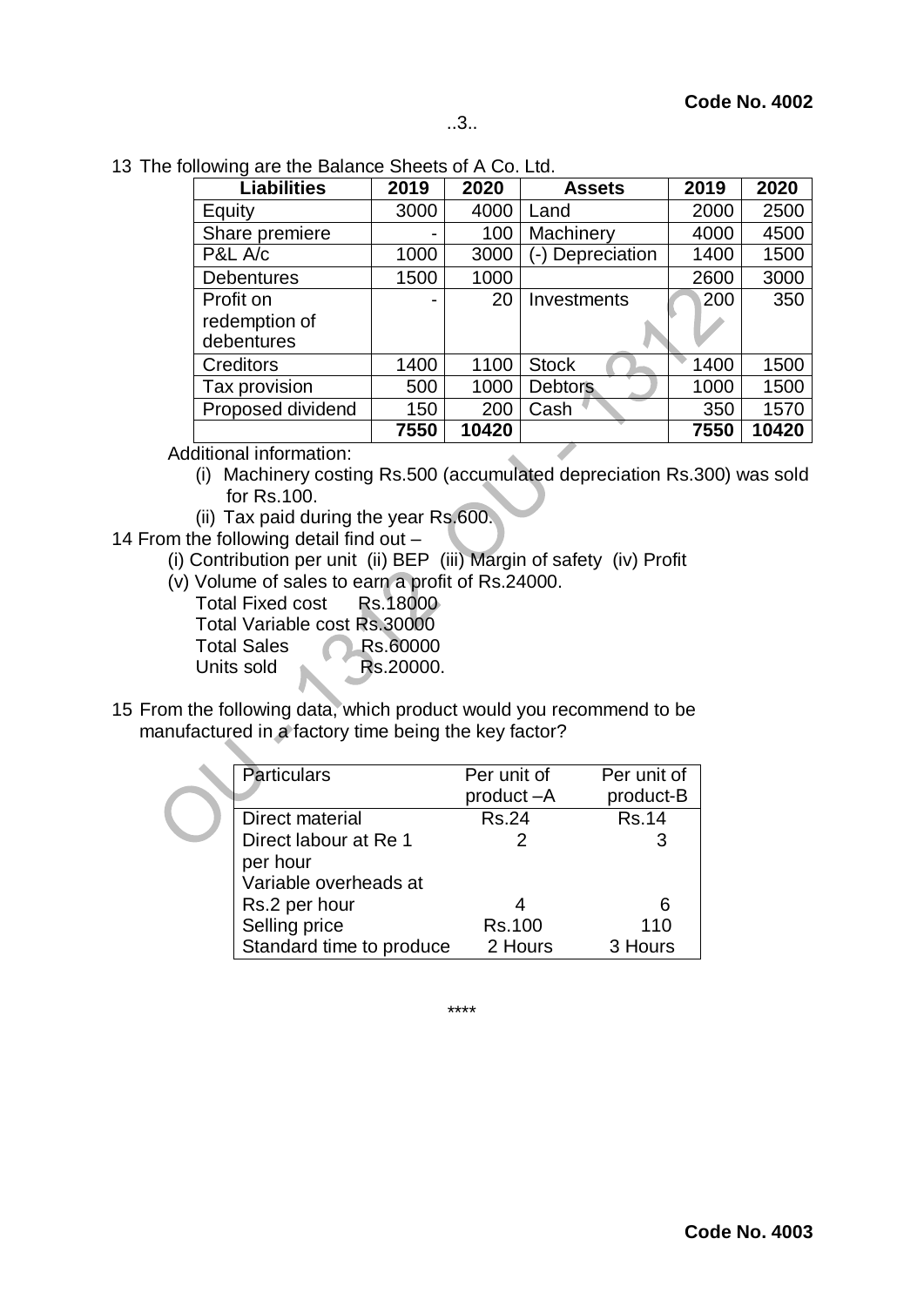13 The following are the Balance Sheets of A Co. Ltd.

| Liabilities | 2019 | 2020 | Assets | 2019 | 2020 |
|---|---|---|---|---|---|
| Equity | 3000 | 4000 | Land | 2000 | 2500 |
| Share premiere | - | 100 | Machinery | 4000 | 4500 |
| P&L A/c | 1000 | 3000 | (-) Depreciation | 1400 | 1500 |
| Debentures | 1500 | 1000 | | 2600 | 3000 |
| Profit on redemption of debentures | - | 20 | Investments | 200 | 350 |
| Creditors | 1400 | 1100 | Stock | 1400 | 1500 |
| Tax provision | 500 | 1000 | Debtors | 1000 | 1500 |
| Proposed dividend | 150 | 200 | Cash | 350 | 1570 |
| | 7550 | 10420 | | 7550 | 10420 |

Additional information:

(i) Machinery costing Rs.500 (accumulated depreciation Rs.300) was sold for Rs.100.

(ii) Tax paid during the year Rs.600.

14 From the following detail find out –

(i) Contribution per unit (ii) BEP (iii) Margin of safety (iv) Profit

(v) Volume of sales to earn a profit of Rs.24000.

Total Fixed cost Rs.18000
Total Variable cost Rs.30000
Total Sales Rs.60000
Units sold Rs.20000.

15 From the following data, which product would you recommend to be manufactured in a factory time being the key factor?

| Particulars | Per unit of product –A | Per unit of product-B |
|---|---|---|
| Direct material | Rs.24 | Rs.14 |
| Direct labour at Re 1 per hour | 2 | 3 |
| Variable overheads at Rs.2 per hour | 4 | 6 |
| Selling price | Rs.100 | 110 |
| Standard time to produce | 2 Hours | 3 Hours |

\*\*\*\*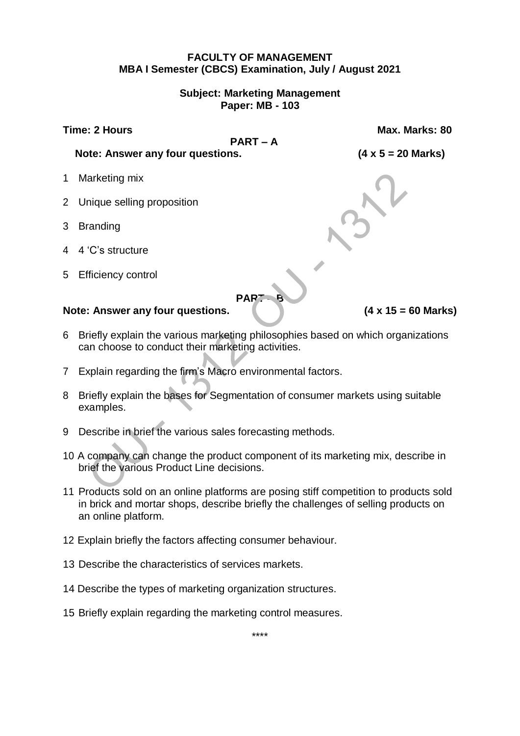**FACULTY OF MANAGEMENT**
**MBA I Semester (CBCS) Examination, July / August 2021**

**Subject: Marketing Management**
**Paper: MB - 103**

**Time: 2 Hours** **Max. Marks: 80**

**PART – A**

**Note: Answer any four questions.** **(4 x 5 = 20 Marks)**

1 Marketing mix

2 Unique selling proposition

3 Branding

4 4 'C's structure

5 Efficiency control

**PART – B**

**Note: Answer any four questions.** **(4 x 15 = 60 Marks)**

6 Briefly explain the various marketing philosophies based on which organizations can choose to conduct their marketing activities.

7 Explain regarding the firm's Macro environmental factors.

8 Briefly explain the bases for Segmentation of consumer markets using suitable examples.

9 Describe in brief the various sales forecasting methods.

10 A company can change the product component of its marketing mix, describe in brief the various Product Line decisions.

11 Products sold on an online platforms are posing stiff competition to products sold in brick and mortar shops, describe briefly the challenges of selling products on an online platform.

12 Explain briefly the factors affecting consumer behaviour.

13 Describe the characteristics of services markets.

14 Describe the types of marketing organization structures.

15 Briefly explain regarding the marketing control measures.

****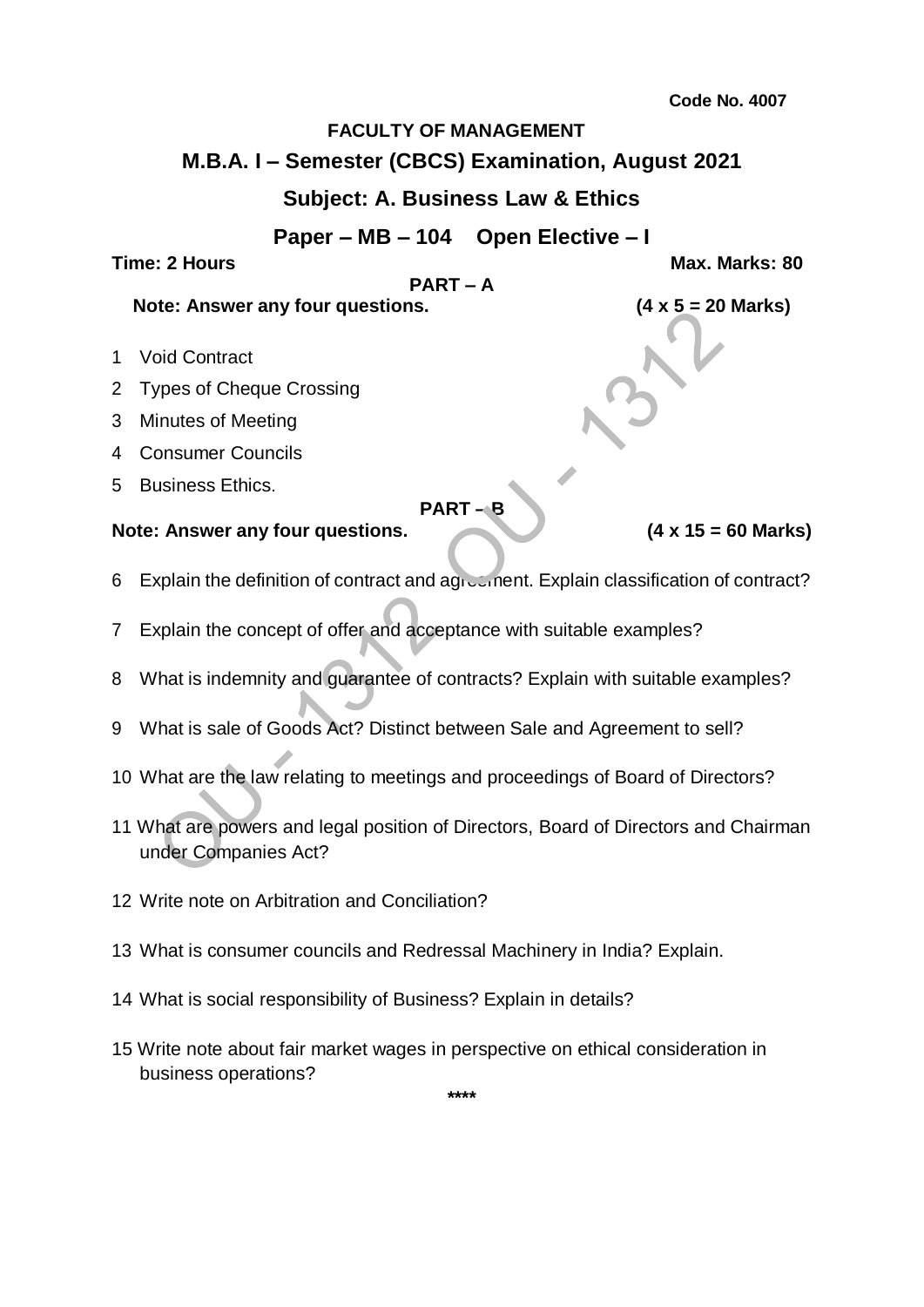**Code No. 4007**

**FACULTY OF MANAGEMENT**

## M.B.A. I – Semester (CBCS) Examination, August 2021

## Subject: A. Business Law & Ethics

## Paper – MB – 104 Open Elective – I

**Time: 2 Hours** **Max. Marks: 80**

**PART – A**

**Note: Answer any four questions.** **(4 x 5 = 20 Marks)**

1 Void Contract

2 Types of Cheque Crossing

3 Minutes of Meeting

4 Consumer Councils

5 Business Ethics.

**PART – B**

**Note: Answer any four questions.** **(4 x 15 = 60 Marks)**

6 Explain the definition of contract and agreement. Explain classification of contract?

7 Explain the concept of offer and acceptance with suitable examples?

8 What is indemnity and guarantee of contracts? Explain with suitable examples?

9 What is sale of Goods Act? Distinct between Sale and Agreement to sell?

10 What are the law relating to meetings and proceedings of Board of Directors?

11 What are powers and legal position of Directors, Board of Directors and Chairman under Companies Act?

12 Write note on Arbitration and Conciliation?

13 What is consumer councils and Redressal Machinery in India? Explain.

14 What is social responsibility of Business? Explain in details?

15 Write note about fair market wages in perspective on ethical consideration in business operations?

****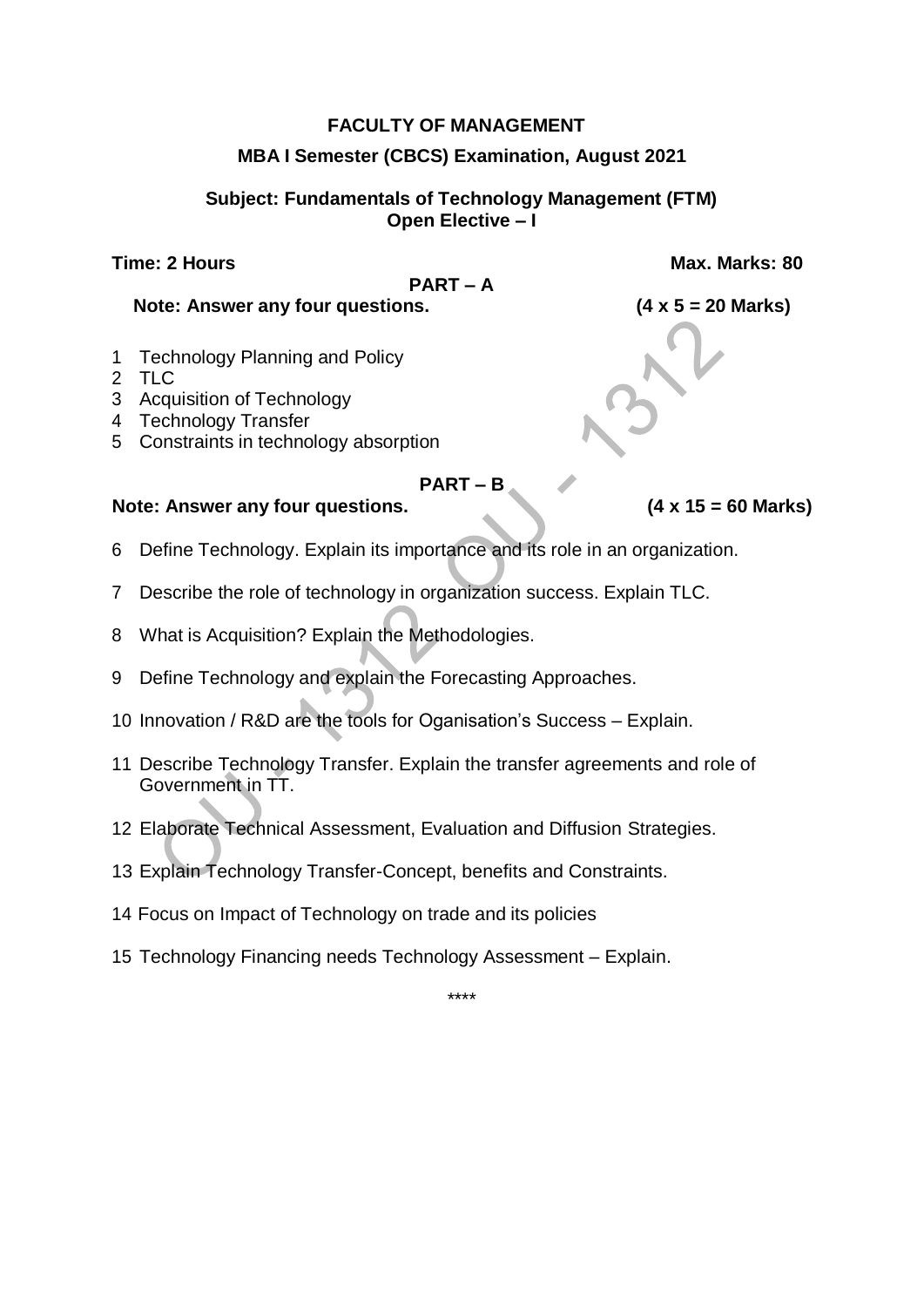**FACULTY OF MANAGEMENT**

**MBA I Semester (CBCS) Examination, August 2021**

**Subject: Fundamentals of Technology Management (FTM)**
**Open Elective – I**

**Time: 2 Hours** **Max. Marks: 80**

**PART – A**

**Note: Answer any four questions.** **(4 x 5 = 20 Marks)**

1 Technology Planning and Policy
2 TLC
3 Acquisition of Technology
4 Technology Transfer
5 Constraints in technology absorption

**PART – B**

**Note: Answer any four questions.** **(4 x 15 = 60 Marks)**

6 Define Technology. Explain its importance and its role in an organization.

7 Describe the role of technology in organization success. Explain TLC.

8 What is Acquisition? Explain the Methodologies.

9 Define Technology and explain the Forecasting Approaches.

10 Innovation / R&D are the tools for Oganisation's Success – Explain.

11 Describe Technology Transfer. Explain the transfer agreements and role of Government in TT.

12 Elaborate Technical Assessment, Evaluation and Diffusion Strategies.

13 Explain Technology Transfer-Concept, benefits and Constraints.

14 Focus on Impact of Technology on trade and its policies

15 Technology Financing needs Technology Assessment – Explain.

****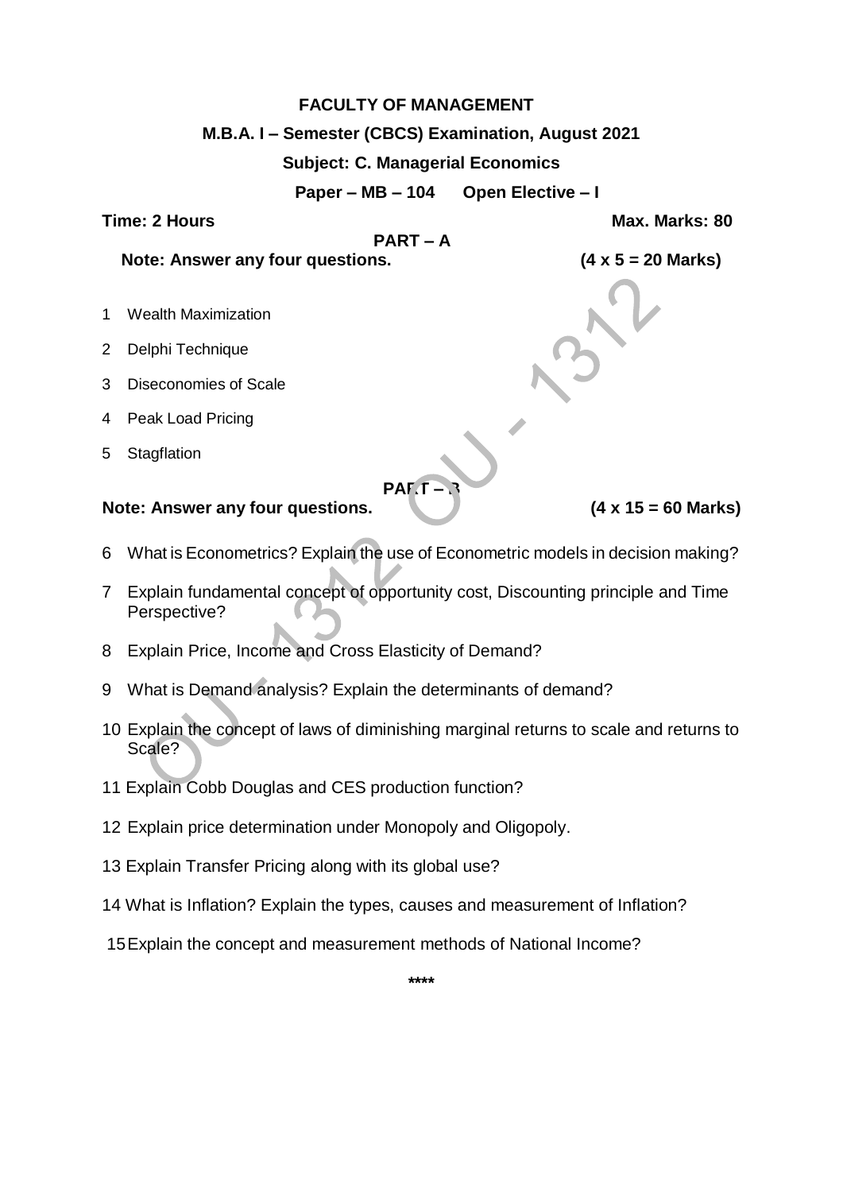**FACULTY OF MANAGEMENT**

**M.B.A. I – Semester (CBCS) Examination, August 2021**

**Subject: C. Managerial Economics**

**Paper – MB – 104 Open Elective – I**

**Time: 2 Hours** **Max. Marks: 80**

**PART – A**

**Note: Answer any four questions.** **(4 x 5 = 20 Marks)**

1 Wealth Maximization

2 Delphi Technique

3 Diseconomies of Scale

4 Peak Load Pricing

5 Stagflation

**PART – B**

**Note: Answer any four questions.** **(4 x 15 = 60 Marks)**

6 What is Econometrics? Explain the use of Econometric models in decision making?

7 Explain fundamental concept of opportunity cost, Discounting principle and Time Perspective?

8 Explain Price, Income and Cross Elasticity of Demand?

9 What is Demand analysis? Explain the determinants of demand?

10 Explain the concept of laws of diminishing marginal returns to scale and returns to Scale?

11 Explain Cobb Douglas and CES production function?

12 Explain price determination under Monopoly and Oligopoly.

13 Explain Transfer Pricing along with its global use?

14 What is Inflation? Explain the types, causes and measurement of Inflation?

15 Explain the concept and measurement methods of National Income?

****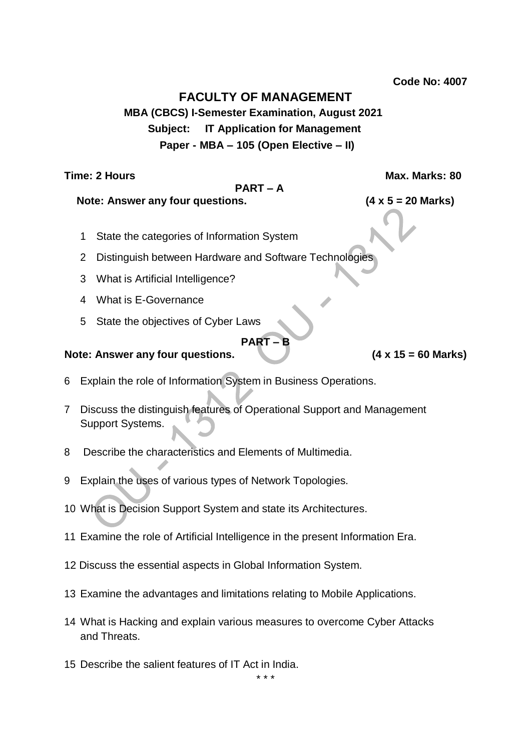**Code No: 4007**

# FACULTY OF MANAGEMENT

**MBA (CBCS) I-Semester Examination, August 2021**

**Subject: IT Application for Management**

**Paper - MBA – 105 (Open Elective – II)**

**Time: 2 Hours** **Max. Marks: 80**

## PART – A

**Note: Answer any four questions.** **(4 x 5 = 20 Marks)**

1. State the categories of Information System
2. Distinguish between Hardware and Software Technologies
3. What is Artificial Intelligence?
4. What is E-Governance
5. State the objectives of Cyber Laws

## PART – B

**Note: Answer any four questions.** **(4 x 15 = 60 Marks)**

6. Explain the role of Information System in Business Operations.
7. Discuss the distinguish features of Operational Support and Management Support Systems.
8. Describe the characteristics and Elements of Multimedia.
9. Explain the uses of various types of Network Topologies.
10. What is Decision Support System and state its Architectures.
11. Examine the role of Artificial Intelligence in the present Information Era.
12. Discuss the essential aspects in Global Information System.
13. Examine the advantages and limitations relating to Mobile Applications.
14. What is Hacking and explain various measures to overcome Cyber Attacks and Threats.
15. Describe the salient features of IT Act in India.

\* \* \*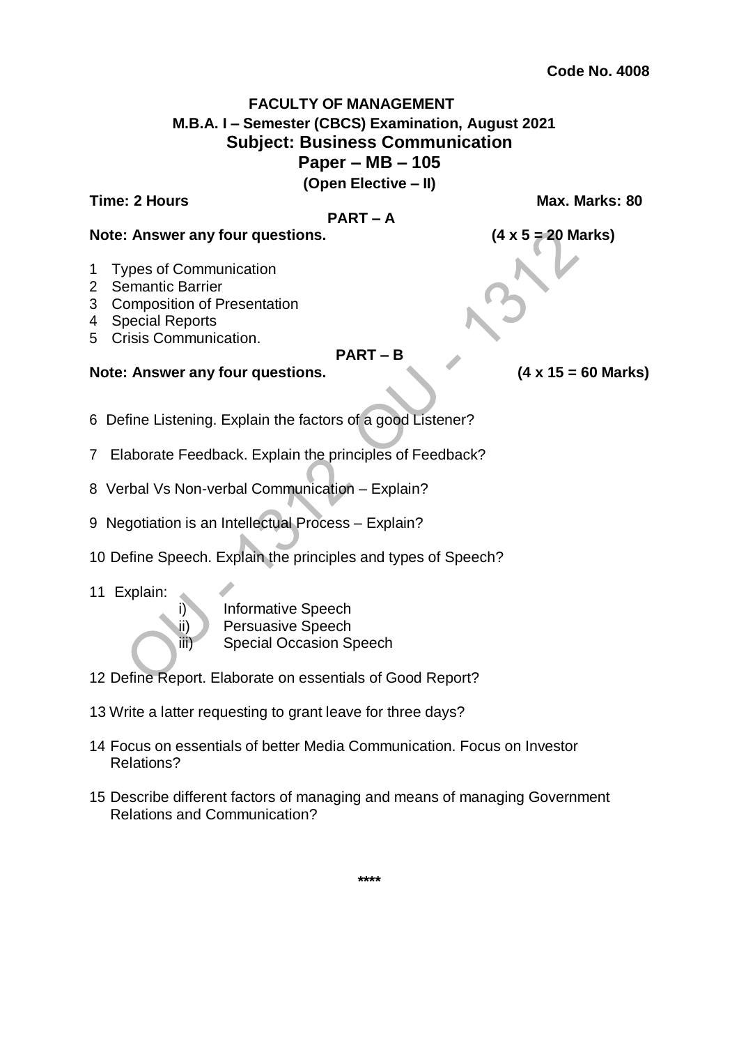**Code No. 4008**

**FACULTY OF MANAGEMENT**

**M.B.A. I – Semester (CBCS) Examination, August 2021**

## Subject: Business Communication

## Paper – MB – 105

**(Open Elective – II)**

**Time: 2 Hours** **Max. Marks: 80**

### PART – A

**Note: Answer any four questions.** **(4 x 5 = 20 Marks)**

1 Types of Communication
2 Semantic Barrier
3 Composition of Presentation
4 Special Reports
5 Crisis Communication.

### PART – B

**Note: Answer any four questions.** **(4 x 15 = 60 Marks)**

6 Define Listening. Explain the factors of a good Listener?

7 Elaborate Feedback. Explain the principles of Feedback?

8 Verbal Vs Non-verbal Communication – Explain?

9 Negotiation is an Intellectual Process – Explain?

10 Define Speech. Explain the principles and types of Speech?

11 Explain:
   i) Informative Speech
   ii) Persuasive Speech
   iii) Special Occasion Speech

12 Define Report. Elaborate on essentials of Good Report?

13 Write a latter requesting to grant leave for three days?

14 Focus on essentials of better Media Communication. Focus on Investor Relations?

15 Describe different factors of managing and means of managing Government Relations and Communication?

****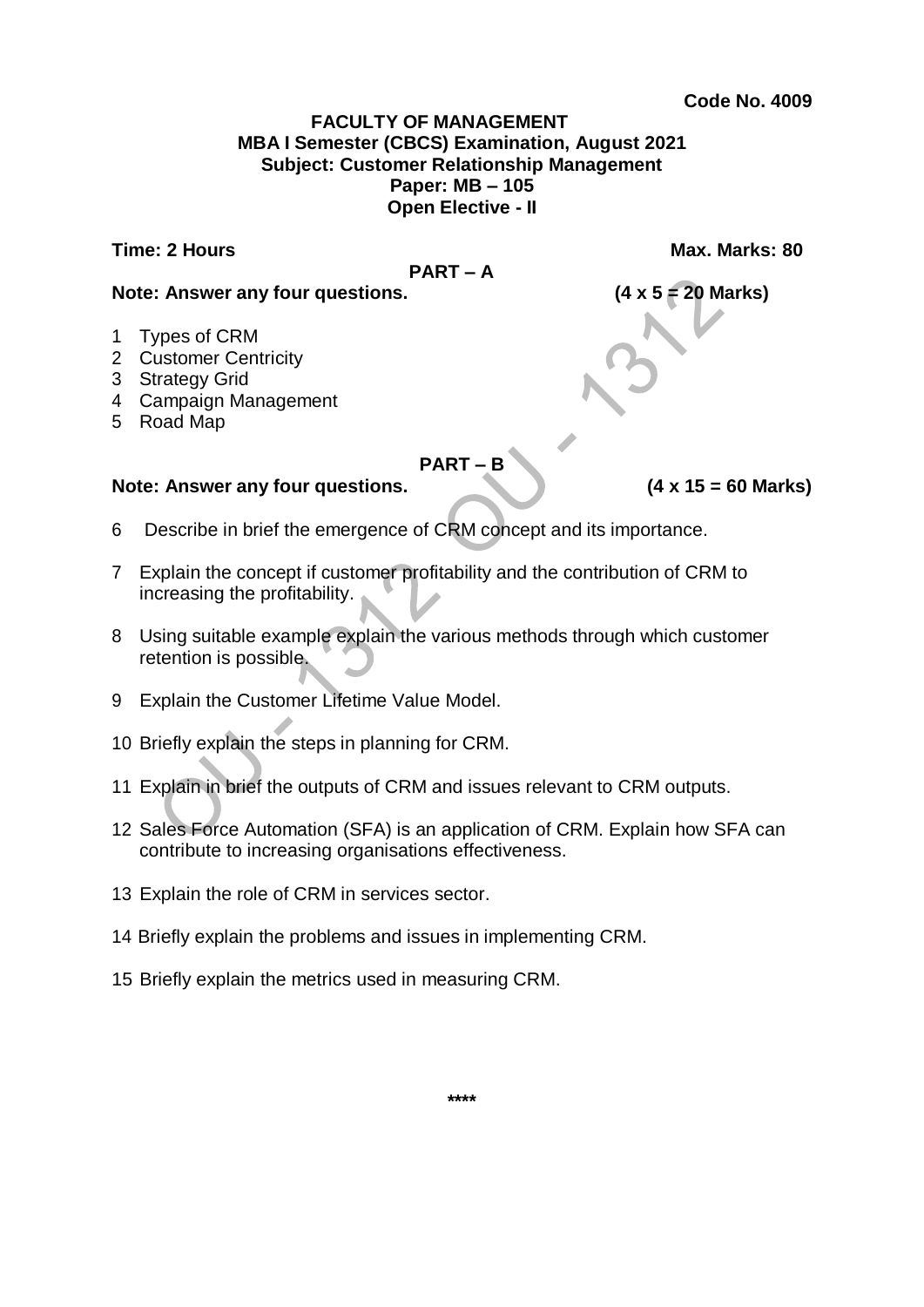**Code No. 4009**

**FACULTY OF MANAGEMENT**
**MBA I Semester (CBCS) Examination, August 2021**
**Subject: Customer Relationship Management**
**Paper: MB – 105**
**Open Elective - II**

**Time: 2 Hours** **Max. Marks: 80**

## PART – A

**Note: Answer any four questions.** **(4 x 5 = 20 Marks)**

1 Types of CRM
2 Customer Centricity
3 Strategy Grid
4 Campaign Management
5 Road Map

## PART – B

**Note: Answer any four questions.** **(4 x 15 = 60 Marks)**

6 Describe in brief the emergence of CRM concept and its importance.

7 Explain the concept if customer profitability and the contribution of CRM to increasing the profitability.

8 Using suitable example explain the various methods through which customer retention is possible.

9 Explain the Customer Lifetime Value Model.

10 Briefly explain the steps in planning for CRM.

11 Explain in brief the outputs of CRM and issues relevant to CRM outputs.

12 Sales Force Automation (SFA) is an application of CRM. Explain how SFA can contribute to increasing organisations effectiveness.

13 Explain the role of CRM in services sector.

14 Briefly explain the problems and issues in implementing CRM.

15 Briefly explain the metrics used in measuring CRM.

****